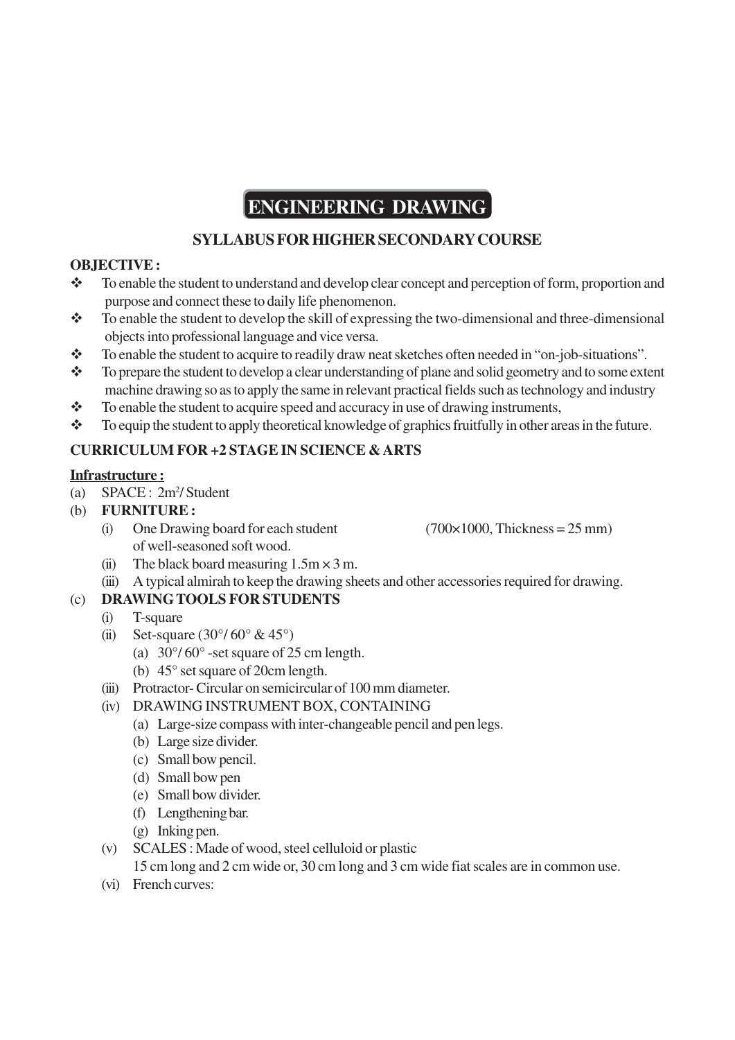# ENGINEERING DRAWING

## SYLLABUS FOR HIGHER SECONDARY COURSE

**OBJECTIVE :**

- To enable the student to understand and develop clear concept and perception of form, proportion and purpose and connect these to daily life phenomenon.
- To enable the student to develop the skill of expressing the two-dimensional and three-dimensional objects into professional language and vice versa.
- To enable the student to acquire to readily draw neat sketches often needed in "on-job-situations".
- To prepare the student to develop a clear understanding of plane and solid geometry and to some extent machine drawing so as to apply the same in relevant practical fields such as technology and industry
- To enable the student to acquire speed and accuracy in use of drawing instruments,
- To equip the student to apply theoretical knowledge of graphics fruitfully in other areas in the future.

**CURRICULUM FOR +2 STAGE IN SCIENCE & ARTS**

**Infrastructure :**

(a) SPACE : $2m^2$/ Student

(b) **FURNITURE :**

  (i) One Drawing board for each student of well-seasoned soft wood. (700×1000, Thickness = 25 mm)

  (ii) The black board measuring 1.5m × 3 m.

  (iii) A typical almirah to keep the drawing sheets and other accessories required for drawing.

(c) **DRAWING TOOLS FOR STUDENTS**

  (i) T-square

  (ii) Set-square (30°/ 60° & 45°)

    (a) 30°/ 60° -set square of 25 cm length.

    (b) 45° set square of 20cm length.

  (iii) Protractor- Circular on semicircular of 100 mm diameter.

  (iv) DRAWING INSTRUMENT BOX, CONTAINING

    (a) Large-size compass with inter-changeable pencil and pen legs.

    (b) Large size divider.

    (c) Small bow pencil.

    (d) Small bow pen

    (e) Small bow divider.

    (f) Lengthening bar.

    (g) Inking pen.

  (v) SCALES : Made of wood, steel celluloid or plastic
  15 cm long and 2 cm wide or, 30 cm long and 3 cm wide fiat scales are in common use.

  (vi) French curves: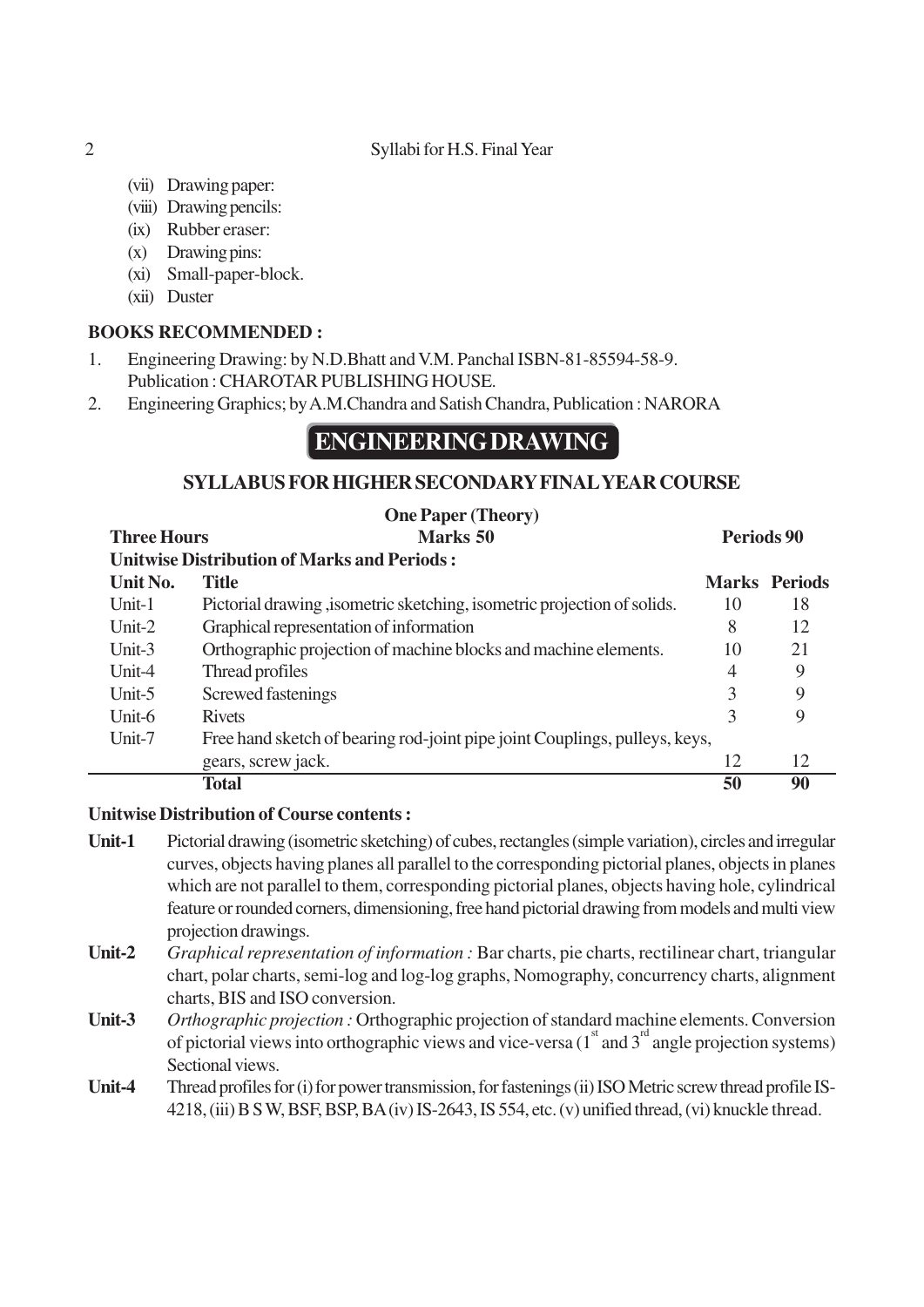(vii) Drawing paper:
(viii) Drawing pencils:
(ix) Rubber eraser:
(x) Drawing pins:
(xi) Small-paper-block.
(xii) Duster

**BOOKS RECOMMENDED :**

1. Engineering Drawing: by N.D.Bhatt and V.M. Panchal ISBN-81-85594-58-9. Publication : CHAROTAR PUBLISHING HOUSE.
2. Engineering Graphics; by A.M.Chandra and Satish Chandra, Publication : NARORA

# ENGINEERING DRAWING

## SYLLABUS FOR HIGHER SECONDARY FINAL YEAR COURSE

**One Paper (Theory)**

**Three Hours** **Marks 50** **Periods 90**

**Unitwise Distribution of Marks and Periods :**

| Unit No. | Title | Marks | Periods |
|---|---|---|---|
| Unit-1 | Pictorial drawing ,isometric sketching, isometric projection of solids. | 10 | 18 |
| Unit-2 | Graphical representation of information | 8 | 12 |
| Unit-3 | Orthographic projection of machine blocks and machine elements. | 10 | 21 |
| Unit-4 | Thread profiles | 4 | 9 |
| Unit-5 | Screwed fastenings | 3 | 9 |
| Unit-6 | Rivets | 3 | 9 |
| Unit-7 | Free hand sketch of bearing rod-joint pipe joint Couplings, pulleys, keys, gears, screw jack. | 12 | 12 |
| | **Total** | **50** | **90** |

**Unitwise Distribution of Course contents :**

**Unit-1** Pictorial drawing (isometric sketching) of cubes, rectangles (simple variation), circles and irregular curves, objects having planes all parallel to the corresponding pictorial planes, objects in planes which are not parallel to them, corresponding pictorial planes, objects having hole, cylindrical feature or rounded corners, dimensioning, free hand pictorial drawing from models and multi view projection drawings.

**Unit-2** *Graphical representation of information :* Bar charts, pie charts, rectilinear chart, triangular chart, polar charts, semi-log and log-log graphs, Nomography, concurrency charts, alignment charts, BIS and ISO conversion.

**Unit-3** *Orthographic projection :* Orthographic projection of standard machine elements. Conversion of pictorial views into orthographic views and vice-versa ($1^{st}$ and $3^{rd}$ angle projection systems) Sectional views.

**Unit-4** Thread profiles for (i) for power transmission, for fastenings (ii) ISO Metric screw thread profile IS-4218, (iii) B S W, BSF, BSP, BA (iv) IS-2643, IS 554, etc. (v) unified thread, (vi) knuckle thread.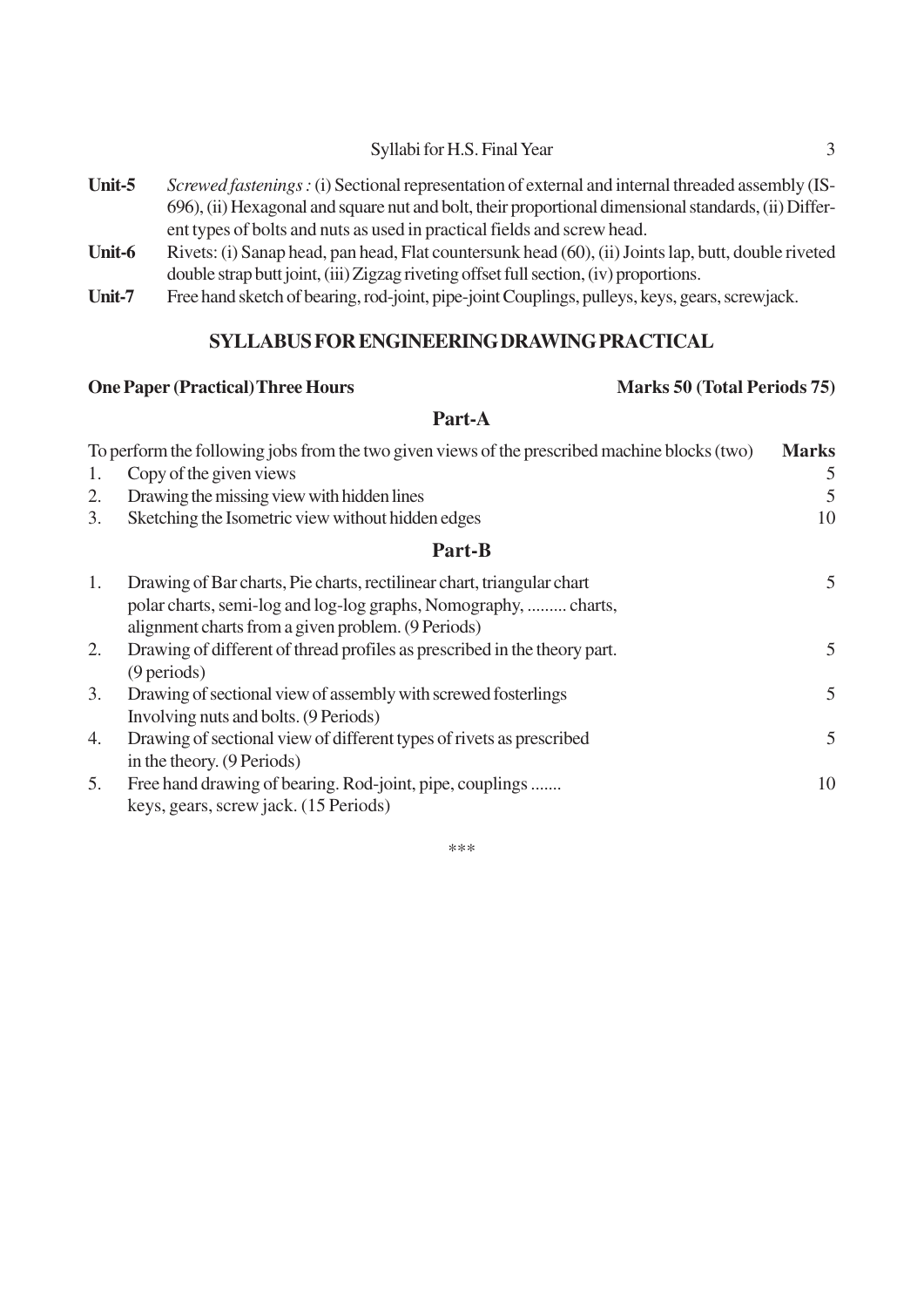**Unit-5** *Screwed fastenings :* (i) Sectional representation of external and internal threaded assembly (IS-696), (ii) Hexagonal and square nut and bolt, their proportional dimensional standards, (ii) Different types of bolts and nuts as used in practical fields and screw head.

**Unit-6** Rivets: (i) Sanap head, pan head, Flat countersunk head (60), (ii) Joints lap, butt, double riveted double strap butt joint, (iii) Zigzag riveting offset full section, (iv) proportions.

**Unit-7** Free hand sketch of bearing, rod-joint, pipe-joint Couplings, pulleys, keys, gears, screwjack.

## SYLLABUS FOR ENGINEERING DRAWING PRACTICAL

**One Paper (Practical) Three Hours** **Marks 50 (Total Periods 75)**

### Part-A

| | | |
|---|---|---|
| | To perform the following jobs from the two given views of the prescribed machine blocks (two) | **Marks** |
| 1. | Copy of the given views | 5 |
| 2. | Drawing the missing view with hidden lines | 5 |
| 3. | Sketching the Isometric view without hidden edges | 10 |

### Part-B

| | | |
|---|---|---|
| 1. | Drawing of Bar charts, Pie charts, rectilinear chart, triangular chart polar charts, semi-log and log-log graphs, Nomography, ......... charts, alignment charts from a given problem. (9 Periods) | 5 |
| 2. | Drawing of different of thread profiles as prescribed in the theory part. (9 periods) | 5 |
| 3. | Drawing of sectional view of assembly with screwed fosterlings Involving nuts and bolts. (9 Periods) | 5 |
| 4. | Drawing of sectional view of different types of rivets as prescribed in the theory. (9 Periods) | 5 |
| 5. | Free hand drawing of bearing. Rod-joint, pipe, couplings ....... keys, gears, screw jack. (15 Periods) | 10 |

***